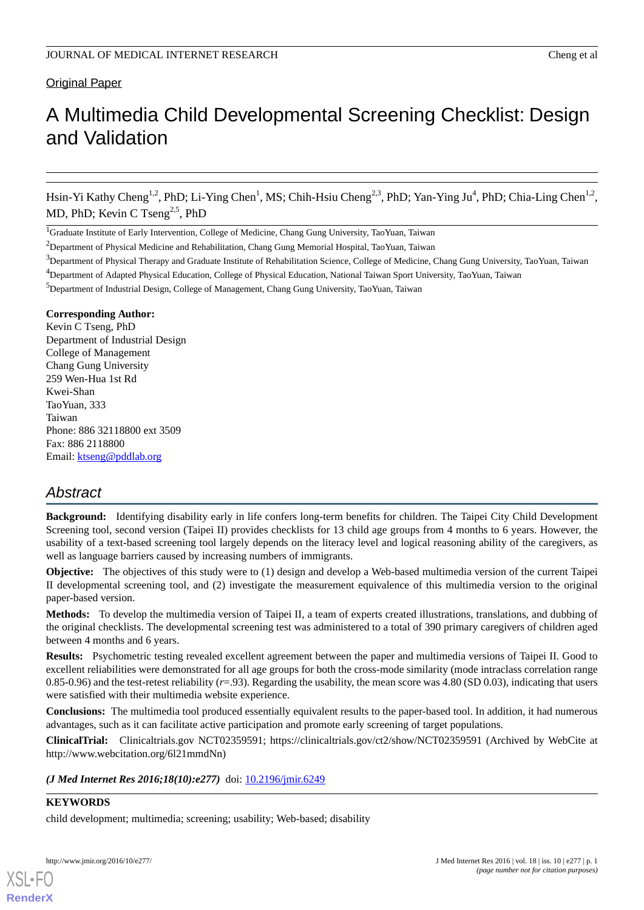Original Paper

# A Multimedia Child Developmental Screening Checklist: Design and Validation

Hsin-Yi Kathy Cheng[1,2], PhD; Li-Ying Chen[1], MS; Chih-Hsiu Cheng[2,3], PhD; Yan-Ying Ju[4], PhD; Chia-Ling Chen[1,2], MD, PhD; Kevin C Tseng[2,5], PhD

[1]Graduate Institute of Early Intervention, College of Medicine, Chang Gung University, TaoYuan, Taiwan

[2]Department of Physical Medicine and Rehabilitation, Chang Gung Memorial Hospital, TaoYuan, Taiwan

[3]Department of Physical Therapy and Graduate Institute of Rehabilitation Science, College of Medicine, Chang Gung University, TaoYuan, Taiwan

[4]Department of Adapted Physical Education, College of Physical Education, National Taiwan Sport University, TaoYuan, Taiwan

[5]Department of Industrial Design, College of Management, Chang Gung University, TaoYuan, Taiwan

**Corresponding Author:**
Kevin C Tseng, PhD
Department of Industrial Design
College of Management
Chang Gung University
259 Wen-Hua 1st Rd
Kwei-Shan
TaoYuan, 333
Taiwan
Phone: 886 32118800 ext 3509
Fax: 886 2118800
Email: ktseng@pddlab.org

## Abstract

**Background:** Identifying disability early in life confers long-term benefits for children. The Taipei City Child Development Screening tool, second version (Taipei II) provides checklists for 13 child age groups from 4 months to 6 years. However, the usability of a text-based screening tool largely depends on the literacy level and logical reasoning ability of the caregivers, as well as language barriers caused by increasing numbers of immigrants.

**Objective:** The objectives of this study were to (1) design and develop a Web-based multimedia version of the current Taipei II developmental screening tool, and (2) investigate the measurement equivalence of this multimedia version to the original paper-based version.

**Methods:** To develop the multimedia version of Taipei II, a team of experts created illustrations, translations, and dubbing of the original checklists. The developmental screening test was administered to a total of 390 primary caregivers of children aged between 4 months and 6 years.

**Results:** Psychometric testing revealed excellent agreement between the paper and multimedia versions of Taipei II. Good to excellent reliabilities were demonstrated for all age groups for both the cross-mode similarity (mode intraclass correlation range 0.85-0.96) and the test-retest reliability ($r$=.93). Regarding the usability, the mean score was 4.80 (SD 0.03), indicating that users were satisfied with their multimedia website experience.

**Conclusions:** The multimedia tool produced essentially equivalent results to the paper-based tool. In addition, it had numerous advantages, such as it can facilitate active participation and promote early screening of target populations.

**ClinicalTrial:** Clinicaltrials.gov NCT02359591; https://clinicaltrials.gov/ct2/show/NCT02359591 (Archived by WebCite at http://www.webcitation.org/6l21mmdNn)

***(J Med Internet Res 2016;18(10):e277)*** doi: 10.2196/jmir.6249

**KEYWORDS**

child development; multimedia; screening; usability; Web-based; disability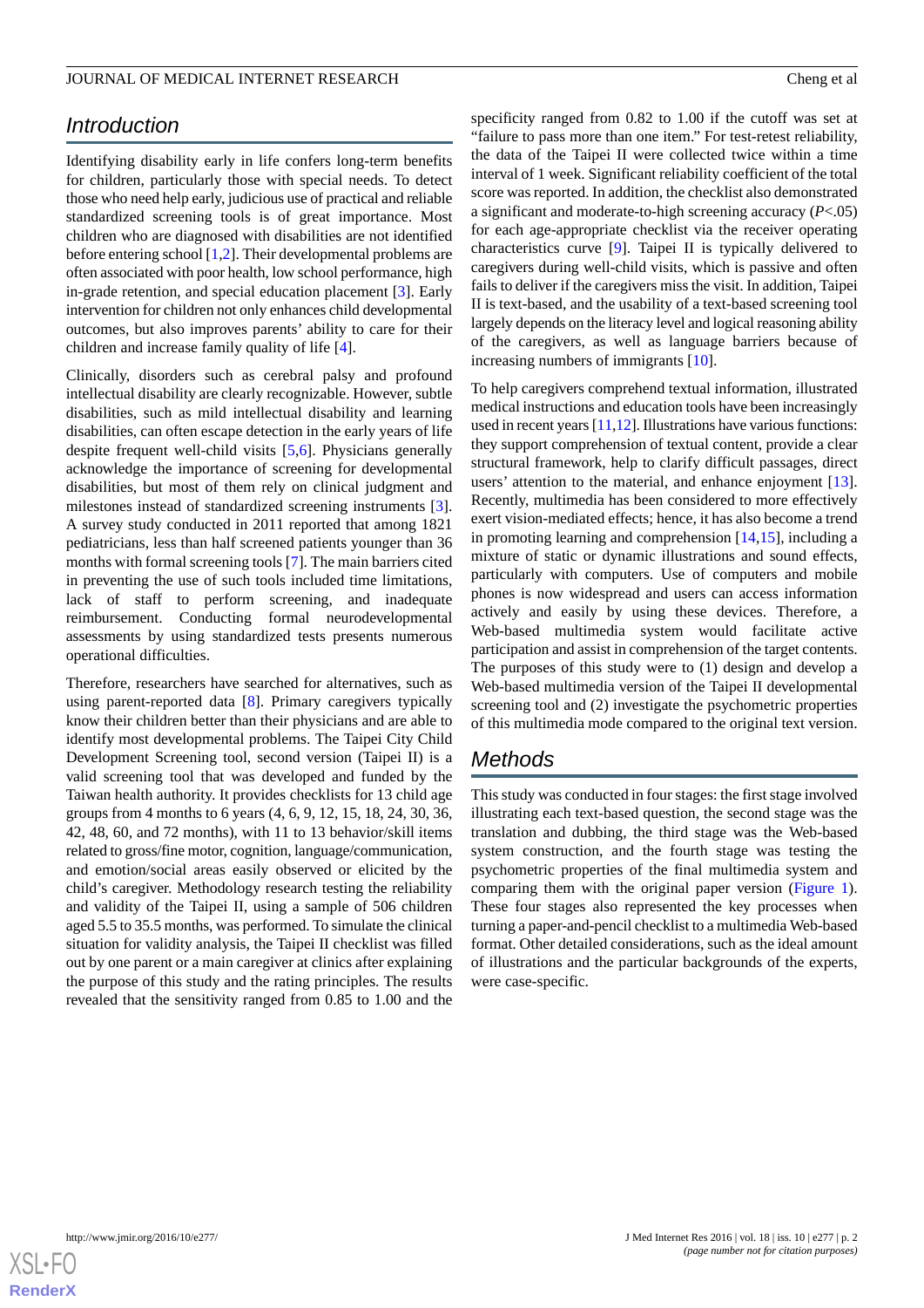## Introduction

Identifying disability early in life confers long-term benefits for children, particularly those with special needs. To detect those who need help early, judicious use of practical and reliable standardized screening tools is of great importance. Most children who are diagnosed with disabilities are not identified before entering school [1,2]. Their developmental problems are often associated with poor health, low school performance, high in-grade retention, and special education placement [3]. Early intervention for children not only enhances child developmental outcomes, but also improves parents' ability to care for their children and increase family quality of life [4].

Clinically, disorders such as cerebral palsy and profound intellectual disability are clearly recognizable. However, subtle disabilities, such as mild intellectual disability and learning disabilities, can often escape detection in the early years of life despite frequent well-child visits [5,6]. Physicians generally acknowledge the importance of screening for developmental disabilities, but most of them rely on clinical judgment and milestones instead of standardized screening instruments [3]. A survey study conducted in 2011 reported that among 1821 pediatricians, less than half screened patients younger than 36 months with formal screening tools [7]. The main barriers cited in preventing the use of such tools included time limitations, lack of staff to perform screening, and inadequate reimbursement. Conducting formal neurodevelopmental assessments by using standardized tests presents numerous operational difficulties.

Therefore, researchers have searched for alternatives, such as using parent-reported data [8]. Primary caregivers typically know their children better than their physicians and are able to identify most developmental problems. The Taipei City Child Development Screening tool, second version (Taipei II) is a valid screening tool that was developed and funded by the Taiwan health authority. It provides checklists for 13 child age groups from 4 months to 6 years (4, 6, 9, 12, 15, 18, 24, 30, 36, 42, 48, 60, and 72 months), with 11 to 13 behavior/skill items related to gross/fine motor, cognition, language/communication, and emotion/social areas easily observed or elicited by the child's caregiver. Methodology research testing the reliability and validity of the Taipei II, using a sample of 506 children aged 5.5 to 35.5 months, was performed. To simulate the clinical situation for validity analysis, the Taipei II checklist was filled out by one parent or a main caregiver at clinics after explaining the purpose of this study and the rating principles. The results revealed that the sensitivity ranged from 0.85 to 1.00 and the specificity ranged from 0.82 to 1.00 if the cutoff was set at "failure to pass more than one item." For test-retest reliability, the data of the Taipei II were collected twice within a time interval of 1 week. Significant reliability coefficient of the total score was reported. In addition, the checklist also demonstrated a significant and moderate-to-high screening accuracy ($P<.05$) for each age-appropriate checklist via the receiver operating characteristics curve [9]. Taipei II is typically delivered to caregivers during well-child visits, which is passive and often fails to deliver if the caregivers miss the visit. In addition, Taipei II is text-based, and the usability of a text-based screening tool largely depends on the literacy level and logical reasoning ability of the caregivers, as well as language barriers because of increasing numbers of immigrants [10].

To help caregivers comprehend textual information, illustrated medical instructions and education tools have been increasingly used in recent years [11,12]. Illustrations have various functions: they support comprehension of textual content, provide a clear structural framework, help to clarify difficult passages, direct users' attention to the material, and enhance enjoyment [13]. Recently, multimedia has been considered to more effectively exert vision-mediated effects; hence, it has also become a trend in promoting learning and comprehension [14,15], including a mixture of static or dynamic illustrations and sound effects, particularly with computers. Use of computers and mobile phones is now widespread and users can access information actively and easily by using these devices. Therefore, a Web-based multimedia system would facilitate active participation and assist in comprehension of the target contents. The purposes of this study were to (1) design and develop a Web-based multimedia version of the Taipei II developmental screening tool and (2) investigate the psychometric properties of this multimedia mode compared to the original text version.

## Methods

This study was conducted in four stages: the first stage involved illustrating each text-based question, the second stage was the translation and dubbing, the third stage was the Web-based system construction, and the fourth stage was testing the psychometric properties of the final multimedia system and comparing them with the original paper version (Figure 1). These four stages also represented the key processes when turning a paper-and-pencil checklist to a multimedia Web-based format. Other detailed considerations, such as the ideal amount of illustrations and the particular backgrounds of the experts, were case-specific.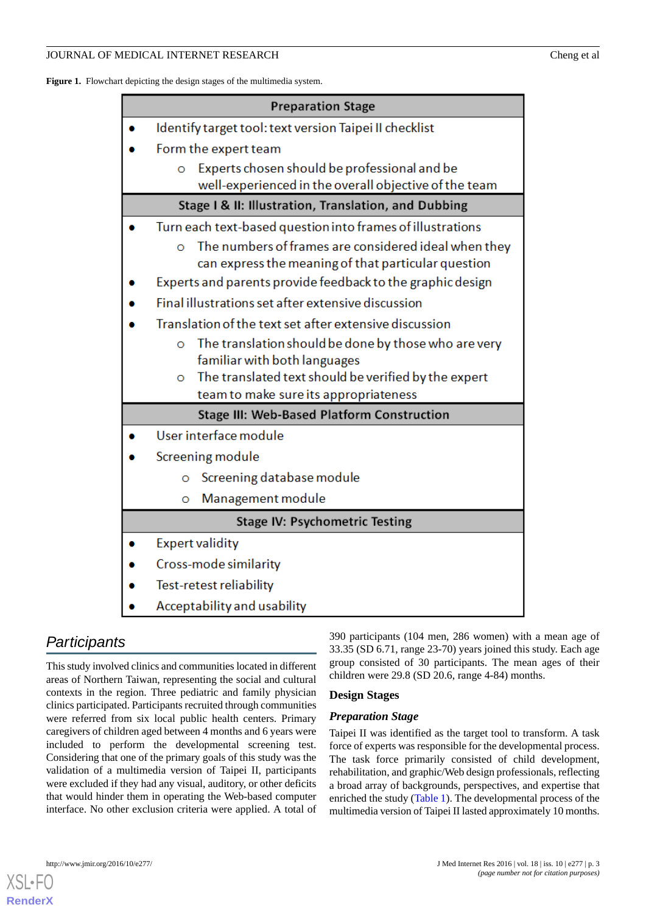**Figure 1.** Flowchart depicting the design stages of the multimedia system.

| Preparation Stage |
|---|
| • Identify target tool: text version Taipei II checklist<br>• Form the expert team<br>  ○ Experts chosen should be professional and be well-experienced in the overall objective of the team |
| **Stage I & II: Illustration, Translation, and Dubbing** |
| • Turn each text-based question into frames of illustrations<br>  ○ The numbers of frames are considered ideal when they can express the meaning of that particular question<br>• Experts and parents provide feedback to the graphic design<br>• Final illustrations set after extensive discussion<br>• Translation of the text set after extensive discussion<br>  ○ The translation should be done by those who are very familiar with both languages<br>  ○ The translated text should be verified by the expert team to make sure its appropriateness |
| **Stage III: Web-Based Platform Construction** |
| • User interface module<br>• Screening module<br>  ○ Screening database module<br>  ○ Management module |
| **Stage IV: Psychometric Testing** |
| • Expert validity<br>• Cross-mode similarity<br>• Test-retest reliability<br>• Acceptability and usability |

## *Participants*

This study involved clinics and communities located in different areas of Northern Taiwan, representing the social and cultural contexts in the region. Three pediatric and family physician clinics participated. Participants recruited through communities were referred from six local public health centers. Primary caregivers of children aged between 4 months and 6 years were included to perform the developmental screening test. Considering that one of the primary goals of this study was the validation of a multimedia version of Taipei II, participants were excluded if they had any visual, auditory, or other deficits that would hinder them in operating the Web-based computer interface. No other exclusion criteria were applied. A total of 390 participants (104 men, 286 women) with a mean age of 33.35 (SD 6.71, range 23-70) years joined this study. Each age group consisted of 30 participants. The mean ages of their children were 29.8 (SD 20.6, range 4-84) months.

### Design Stages

#### *Preparation Stage*

Taipei II was identified as the target tool to transform. A task force of experts was responsible for the developmental process. The task force primarily consisted of child development, rehabilitation, and graphic/Web design professionals, reflecting a broad array of backgrounds, perspectives, and expertise that enriched the study (Table 1). The developmental process of the multimedia version of Taipei II lasted approximately 10 months.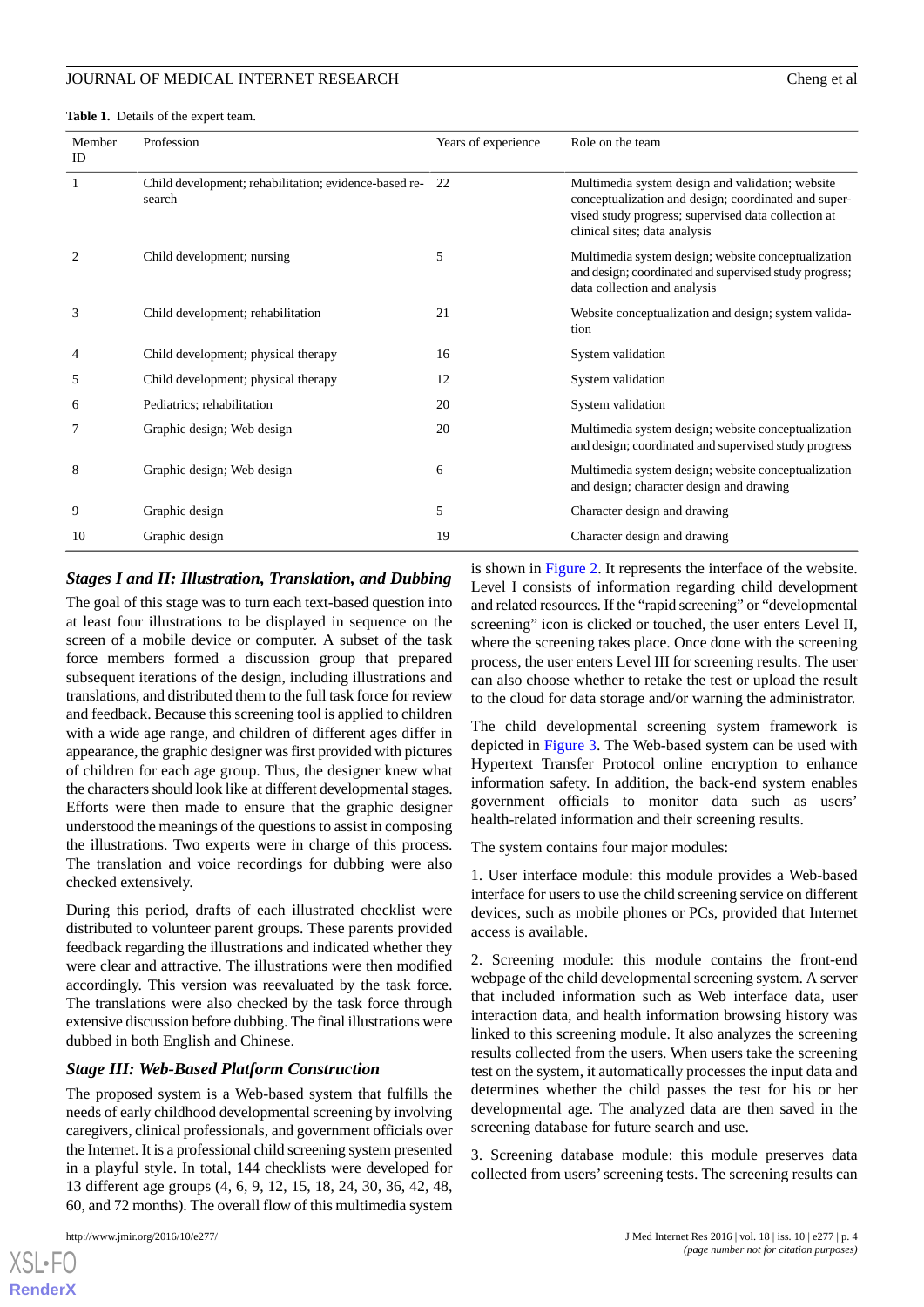**Table 1.** Details of the expert team.

| Member ID | Profession | Years of experience | Role on the team |
| --- | --- | --- | --- |
| 1 | Child development; rehabilitation; evidence-based research | 22 | Multimedia system design and validation; website conceptualization and design; coordinated and supervised study progress; supervised data collection at clinical sites; data analysis |
| 2 | Child development; nursing | 5 | Multimedia system design; website conceptualization and design; coordinated and supervised study progress; data collection and analysis |
| 3 | Child development; rehabilitation | 21 | Website conceptualization and design; system validation |
| 4 | Child development; physical therapy | 16 | System validation |
| 5 | Child development; physical therapy | 12 | System validation |
| 6 | Pediatrics; rehabilitation | 20 | System validation |
| 7 | Graphic design; Web design | 20 | Multimedia system design; website conceptualization and design; coordinated and supervised study progress |
| 8 | Graphic design; Web design | 6 | Multimedia system design; website conceptualization and design; character design and drawing |
| 9 | Graphic design | 5 | Character design and drawing |
| 10 | Graphic design | 19 | Character design and drawing |

### *Stages I and II: Illustration, Translation, and Dubbing*

The goal of this stage was to turn each text-based question into at least four illustrations to be displayed in sequence on the screen of a mobile device or computer. A subset of the task force members formed a discussion group that prepared subsequent iterations of the design, including illustrations and translations, and distributed them to the full task force for review and feedback. Because this screening tool is applied to children with a wide age range, and children of different ages differ in appearance, the graphic designer was first provided with pictures of children for each age group. Thus, the designer knew what the characters should look like at different developmental stages. Efforts were then made to ensure that the graphic designer understood the meanings of the questions to assist in composing the illustrations. Two experts were in charge of this process. The translation and voice recordings for dubbing were also checked extensively.

During this period, drafts of each illustrated checklist were distributed to volunteer parent groups. These parents provided feedback regarding the illustrations and indicated whether they were clear and attractive. The illustrations were then modified accordingly. This version was reevaluated by the task force. The translations were also checked by the task force through extensive discussion before dubbing. The final illustrations were dubbed in both English and Chinese.

### *Stage III: Web-Based Platform Construction*

The proposed system is a Web-based system that fulfills the needs of early childhood developmental screening by involving caregivers, clinical professionals, and government officials over the Internet. It is a professional child screening system presented in a playful style. In total, 144 checklists were developed for 13 different age groups (4, 6, 9, 12, 15, 18, 24, 30, 36, 42, 48, 60, and 72 months). The overall flow of this multimedia system is shown in Figure 2. It represents the interface of the website. Level I consists of information regarding child development and related resources. If the "rapid screening" or "developmental screening" icon is clicked or touched, the user enters Level II, where the screening takes place. Once done with the screening process, the user enters Level III for screening results. The user can also choose whether to retake the test or upload the result to the cloud for data storage and/or warning the administrator.

The child developmental screening system framework is depicted in Figure 3. The Web-based system can be used with Hypertext Transfer Protocol online encryption to enhance information safety. In addition, the back-end system enables government officials to monitor data such as users' health-related information and their screening results.

The system contains four major modules:

1. User interface module: this module provides a Web-based interface for users to use the child screening service on different devices, such as mobile phones or PCs, provided that Internet access is available.

2. Screening module: this module contains the front-end webpage of the child developmental screening system. A server that included information such as Web interface data, user interaction data, and health information browsing history was linked to this screening module. It also analyzes the screening results collected from the users. When users take the screening test on the system, it automatically processes the input data and determines whether the child passes the test for his or her developmental age. The analyzed data are then saved in the screening database for future search and use.

3. Screening database module: this module preserves data collected from users' screening tests. The screening results can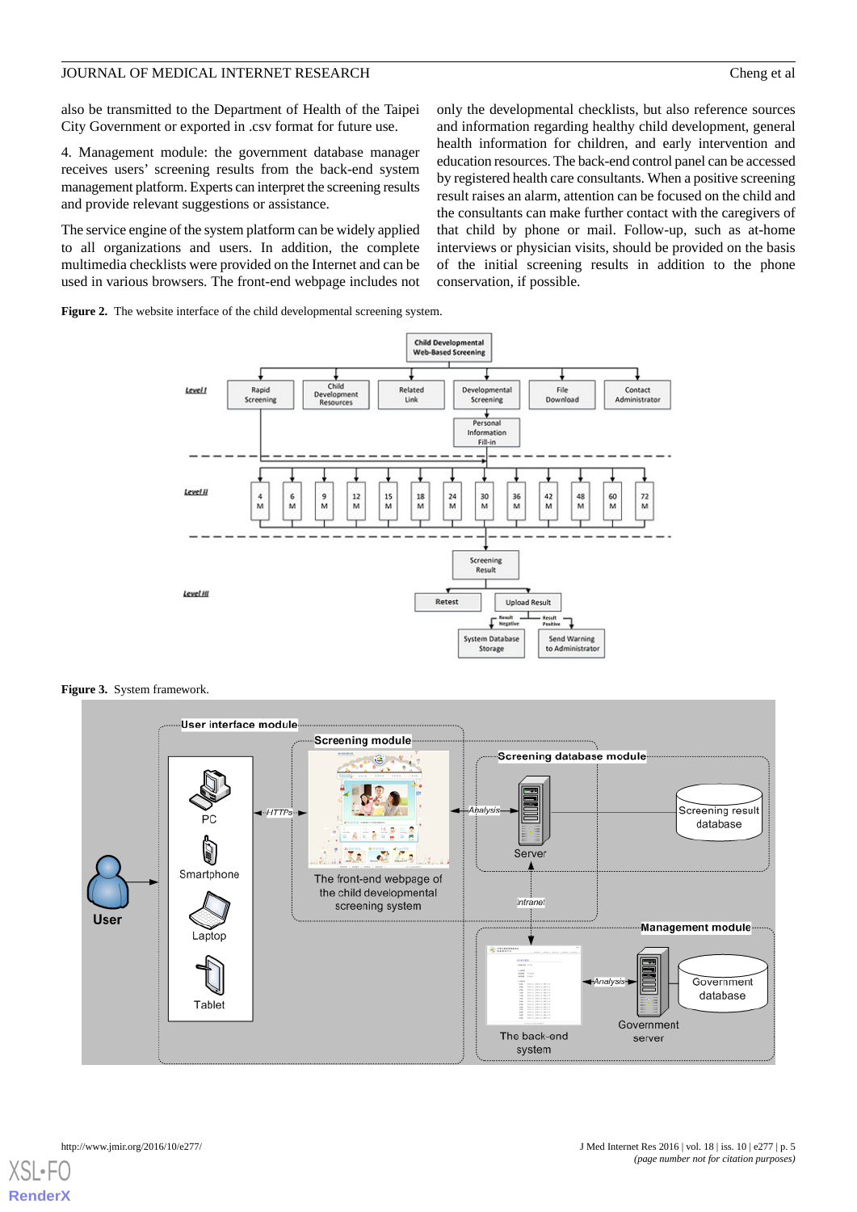also be transmitted to the Department of Health of the Taipei City Government or exported in .csv format for future use.

4. Management module: the government database manager receives users' screening results from the back-end system management platform. Experts can interpret the screening results and provide relevant suggestions or assistance.

The service engine of the system platform can be widely applied to all organizations and users. In addition, the complete multimedia checklists were provided on the Internet and can be used in various browsers. The front-end webpage includes not only the developmental checklists, but also reference sources and information regarding healthy child development, general health information for children, and early intervention and education resources. The back-end control panel can be accessed by registered health care consultants. When a positive screening result raises an alarm, attention can be focused on the child and the consultants can make further contact with the caregivers of that child by phone or mail. Follow-up, such as at-home interviews or physician visits, should be provided on the basis of the initial screening results in addition to the phone conservation, if possible.

**Figure 2.** The website interface of the child developmental screening system.

**Figure 3.** System framework.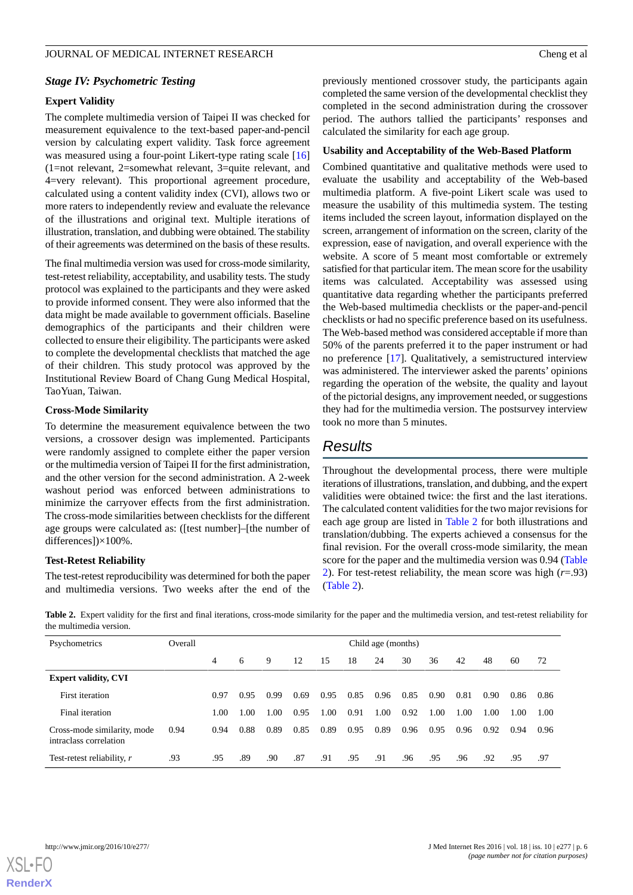### *Stage IV: Psychometric Testing*

#### Expert Validity

The complete multimedia version of Taipei II was checked for measurement equivalence to the text-based paper-and-pencil version by calculating expert validity. Task force agreement was measured using a four-point Likert-type rating scale [16] (1=not relevant, 2=somewhat relevant, 3=quite relevant, and 4=very relevant). This proportional agreement procedure, calculated using a content validity index (CVI), allows two or more raters to independently review and evaluate the relevance of the illustrations and original text. Multiple iterations of illustration, translation, and dubbing were obtained. The stability of their agreements was determined on the basis of these results.

The final multimedia version was used for cross-mode similarity, test-retest reliability, acceptability, and usability tests. The study protocol was explained to the participants and they were asked to provide informed consent. They were also informed that the data might be made available to government officials. Baseline demographics of the participants and their children were collected to ensure their eligibility. The participants were asked to complete the developmental checklists that matched the age of their children. This study protocol was approved by the Institutional Review Board of Chang Gung Medical Hospital, TaoYuan, Taiwan.

#### Cross-Mode Similarity

To determine the measurement equivalence between the two versions, a crossover design was implemented. Participants were randomly assigned to complete either the paper version or the multimedia version of Taipei II for the first administration, and the other version for the second administration. A 2-week washout period was enforced between administrations to minimize the carryover effects from the first administration. The cross-mode similarities between checklists for the different age groups were calculated as: ([test number]–[the number of differences])×100%.

#### Test-Retest Reliability

The test-retest reproducibility was determined for both the paper and multimedia versions. Two weeks after the end of the previously mentioned crossover study, the participants again completed the same version of the developmental checklist they completed in the second administration during the crossover period. The authors tallied the participants' responses and calculated the similarity for each age group.

#### Usability and Acceptability of the Web-Based Platform

Combined quantitative and qualitative methods were used to evaluate the usability and acceptability of the Web-based multimedia platform. A five-point Likert scale was used to measure the usability of this multimedia system. The testing items included the screen layout, information displayed on the screen, arrangement of information on the screen, clarity of the expression, ease of navigation, and overall experience with the website. A score of 5 meant most comfortable or extremely satisfied for that particular item. The mean score for the usability items was calculated. Acceptability was assessed using quantitative data regarding whether the participants preferred the Web-based multimedia checklists or the paper-and-pencil checklists or had no specific preference based on its usefulness. The Web-based method was considered acceptable if more than 50% of the parents preferred it to the paper instrument or had no preference [17]. Qualitatively, a semistructured interview was administered. The interviewer asked the parents' opinions regarding the operation of the website, the quality and layout of the pictorial designs, any improvement needed, or suggestions they had for the multimedia version. The postsurvey interview took no more than 5 minutes.

## Results

Throughout the developmental process, there were multiple iterations of illustrations, translation, and dubbing, and the expert validities were obtained twice: the first and the last iterations. The calculated content validities for the two major revisions for each age group are listed in Table 2 for both illustrations and translation/dubbing. The experts achieved a consensus for the final revision. For the overall cross-mode similarity, the mean score for the paper and the multimedia version was 0.94 (Table 2). For test-retest reliability, the mean score was high (*r*=.93) (Table 2).

**Table 2.** Expert validity for the first and final iterations, cross-mode similarity for the paper and the multimedia version, and test-retest reliability for the multimedia version.

| Psychometrics | Overall | Child age (months) | | | | | | | | | | | | |
|---|---|---|---|---|---|---|---|---|---|---|---|---|---|---|
| | | 4 | 6 | 9 | 12 | 15 | 18 | 24 | 30 | 36 | 42 | 48 | 60 | 72 |
| **Expert validity, CVI** | | | | | | | | | | | | | | |
| First iteration | | 0.97 | 0.95 | 0.99 | 0.69 | 0.95 | 0.85 | 0.96 | 0.85 | 0.90 | 0.81 | 0.90 | 0.86 | 0.86 |
| Final iteration | | 1.00 | 1.00 | 1.00 | 0.95 | 1.00 | 0.91 | 1.00 | 0.92 | 1.00 | 1.00 | 1.00 | 1.00 | 1.00 |
| Cross-mode similarity, mode intraclass correlation | 0.94 | 0.94 | 0.88 | 0.89 | 0.85 | 0.89 | 0.95 | 0.89 | 0.96 | 0.95 | 0.96 | 0.92 | 0.94 | 0.96 |
| Test-retest reliability, *r* | .93 | .95 | .89 | .90 | .87 | .91 | .95 | .91 | .96 | .95 | .96 | .92 | .95 | .97 |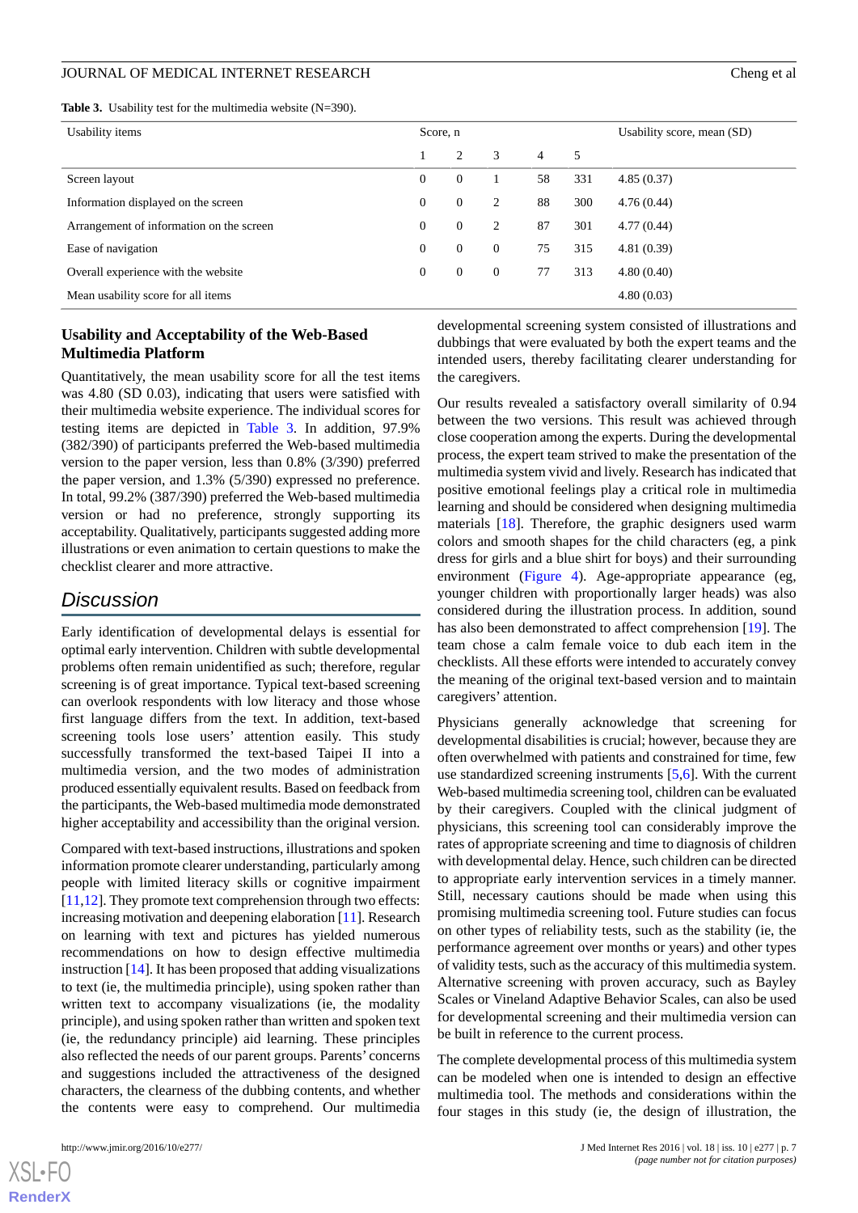**Table 3.** Usability test for the multimedia website (N=390).

| Usability items | Score, n | | | | | Usability score, mean (SD) |
|---|---|---|---|---|---|---|
| | 1 | 2 | 3 | 4 | 5 | |
| Screen layout | 0 | 0 | 1 | 58 | 331 | 4.85 (0.37) |
| Information displayed on the screen | 0 | 0 | 2 | 88 | 300 | 4.76 (0.44) |
| Arrangement of information on the screen | 0 | 0 | 2 | 87 | 301 | 4.77 (0.44) |
| Ease of navigation | 0 | 0 | 0 | 75 | 315 | 4.81 (0.39) |
| Overall experience with the website | 0 | 0 | 0 | 77 | 313 | 4.80 (0.40) |
| Mean usability score for all items | | | | | | 4.80 (0.03) |

### Usability and Acceptability of the Web-Based Multimedia Platform

Quantitatively, the mean usability score for all the test items was 4.80 (SD 0.03), indicating that users were satisfied with their multimedia website experience. The individual scores for testing items are depicted in Table 3. In addition, 97.9% (382/390) of participants preferred the Web-based multimedia version to the paper version, less than 0.8% (3/390) preferred the paper version, and 1.3% (5/390) expressed no preference. In total, 99.2% (387/390) preferred the Web-based multimedia version or had no preference, strongly supporting its acceptability. Qualitatively, participants suggested adding more illustrations or even animation to certain questions to make the checklist clearer and more attractive.

## Discussion

Early identification of developmental delays is essential for optimal early intervention. Children with subtle developmental problems often remain unidentified as such; therefore, regular screening is of great importance. Typical text-based screening can overlook respondents with low literacy and those whose first language differs from the text. In addition, text-based screening tools lose users' attention easily. This study successfully transformed the text-based Taipei II into a multimedia version, and the two modes of administration produced essentially equivalent results. Based on feedback from the participants, the Web-based multimedia mode demonstrated higher acceptability and accessibility than the original version.

Compared with text-based instructions, illustrations and spoken information promote clearer understanding, particularly among people with limited literacy skills or cognitive impairment [11,12]. They promote text comprehension through two effects: increasing motivation and deepening elaboration [11]. Research on learning with text and pictures has yielded numerous recommendations on how to design effective multimedia instruction [14]. It has been proposed that adding visualizations to text (ie, the multimedia principle), using spoken rather than written text to accompany visualizations (ie, the modality principle), and using spoken rather than written and spoken text (ie, the redundancy principle) aid learning. These principles also reflected the needs of our parent groups. Parents' concerns and suggestions included the attractiveness of the designed characters, the clearness of the dubbing contents, and whether the contents were easy to comprehend. Our multimedia developmental screening system consisted of illustrations and dubbings that were evaluated by both the expert teams and the intended users, thereby facilitating clearer understanding for the caregivers.

Our results revealed a satisfactory overall similarity of 0.94 between the two versions. This result was achieved through close cooperation among the experts. During the developmental process, the expert team strived to make the presentation of the multimedia system vivid and lively. Research has indicated that positive emotional feelings play a critical role in multimedia learning and should be considered when designing multimedia materials [18]. Therefore, the graphic designers used warm colors and smooth shapes for the child characters (eg, a pink dress for girls and a blue shirt for boys) and their surrounding environment (Figure 4). Age-appropriate appearance (eg, younger children with proportionally larger heads) was also considered during the illustration process. In addition, sound has also been demonstrated to affect comprehension [19]. The team chose a calm female voice to dub each item in the checklists. All these efforts were intended to accurately convey the meaning of the original text-based version and to maintain caregivers' attention.

Physicians generally acknowledge that screening for developmental disabilities is crucial; however, because they are often overwhelmed with patients and constrained for time, few use standardized screening instruments [5,6]. With the current Web-based multimedia screening tool, children can be evaluated by their caregivers. Coupled with the clinical judgment of physicians, this screening tool can considerably improve the rates of appropriate screening and time to diagnosis of children with developmental delay. Hence, such children can be directed to appropriate early intervention services in a timely manner. Still, necessary cautions should be made when using this promising multimedia screening tool. Future studies can focus on other types of reliability tests, such as the stability (ie, the performance agreement over months or years) and other types of validity tests, such as the accuracy of this multimedia system. Alternative screening with proven accuracy, such as Bayley Scales or Vineland Adaptive Behavior Scales, can also be used for developmental screening and their multimedia version can be built in reference to the current process.

The complete developmental process of this multimedia system can be modeled when one is intended to design an effective multimedia tool. The methods and considerations within the four stages in this study (ie, the design of illustration, the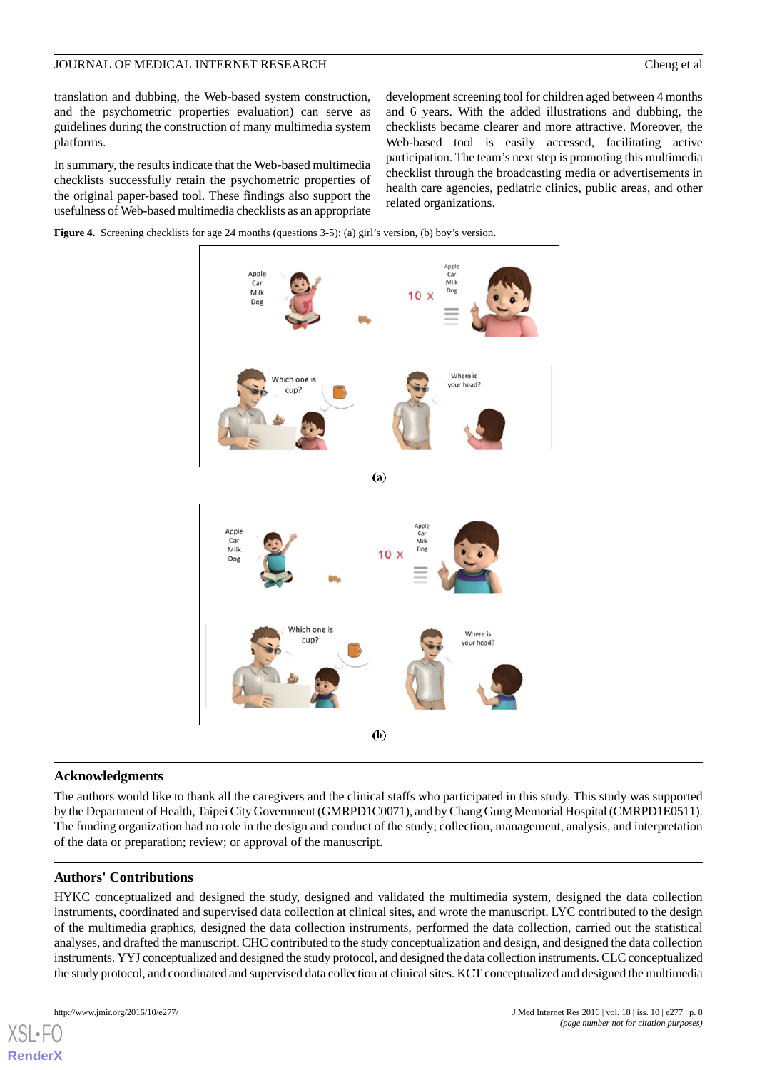translation and dubbing, the Web-based system construction, and the psychometric properties evaluation) can serve as guidelines during the construction of many multimedia system platforms.

In summary, the results indicate that the Web-based multimedia checklists successfully retain the psychometric properties of the original paper-based tool. These findings also support the usefulness of Web-based multimedia checklists as an appropriate development screening tool for children aged between 4 months and 6 years. With the added illustrations and dubbing, the checklists became clearer and more attractive. Moreover, the Web-based tool is easily accessed, facilitating active participation. The team's next step is promoting this multimedia checklist through the broadcasting media or advertisements in health care agencies, pediatric clinics, public areas, and other related organizations.

**Figure 4.** Screening checklists for age 24 months (questions 3-5): (a) girl's version, (b) boy's version.

(a)

(b)

## Acknowledgments

The authors would like to thank all the caregivers and the clinical staffs who participated in this study. This study was supported by the Department of Health, Taipei City Government (GMRPD1C0071), and by Chang Gung Memorial Hospital (CMRPD1E0511). The funding organization had no role in the design and conduct of the study; collection, management, analysis, and interpretation of the data or preparation; review; or approval of the manuscript.

## Authors' Contributions

HYKC conceptualized and designed the study, designed and validated the multimedia system, designed the data collection instruments, coordinated and supervised data collection at clinical sites, and wrote the manuscript. LYC contributed to the design of the multimedia graphics, designed the data collection instruments, performed the data collection, carried out the statistical analyses, and drafted the manuscript. CHC contributed to the study conceptualization and design, and designed the data collection instruments. YYJ conceptualized and designed the study protocol, and designed the data collection instruments. CLC conceptualized the study protocol, and coordinated and supervised data collection at clinical sites. KCT conceptualized and designed the multimedia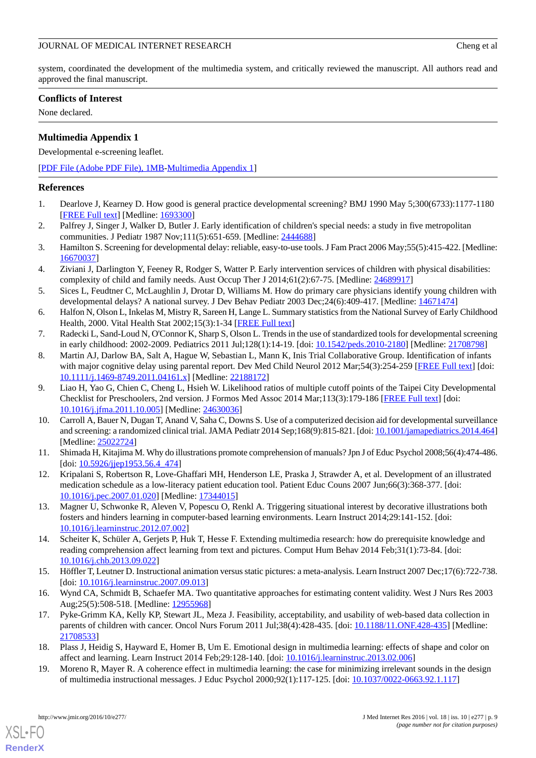system, coordinated the development of the multimedia system, and critically reviewed the manuscript. All authors read and approved the final manuscript.

## Conflicts of Interest

None declared.

## Multimedia Appendix 1

Developmental e-screening leaflet.

[PDF File (Adobe PDF File), 1MB-Multimedia Appendix 1]

## References

1. Dearlove J, Kearney D. How good is general practice developmental screening? BMJ 1990 May 5;300(6733):1177-1180 [FREE Full text] [Medline: 1693300]
2. Palfrey J, Singer J, Walker D, Butler J. Early identification of children's special needs: a study in five metropolitan communities. J Pediatr 1987 Nov;111(5):651-659. [Medline: 2444688]
3. Hamilton S. Screening for developmental delay: reliable, easy-to-use tools. J Fam Pract 2006 May;55(5):415-422. [Medline: 16670037]
4. Ziviani J, Darlington Y, Feeney R, Rodger S, Watter P. Early intervention services of children with physical disabilities: complexity of child and family needs. Aust Occup Ther J 2014;61(2):67-75. [Medline: 24689917]
5. Sices L, Feudtner C, McLaughlin J, Drotar D, Williams M. How do primary care physicians identify young children with developmental delays? A national survey. J Dev Behav Pediatr 2003 Dec;24(6):409-417. [Medline: 14671474]
6. Halfon N, Olson L, Inkelas M, Mistry R, Sareen H, Lange L. Summary statistics from the National Survey of Early Childhood Health, 2000. Vital Health Stat 2002;15(3):1-34 [FREE Full text]
7. Radecki L, Sand-Loud N, O'Connor K, Sharp S, Olson L. Trends in the use of standardized tools for developmental screening in early childhood: 2002-2009. Pediatrics 2011 Jul;128(1):14-19. [doi: 10.1542/peds.2010-2180] [Medline: 21708798]
8. Martin AJ, Darlow BA, Salt A, Hague W, Sebastian L, Mann K, Inis Trial Collaborative Group. Identification of infants with major cognitive delay using parental report. Dev Med Child Neurol 2012 Mar;54(3):254-259 [FREE Full text] [doi: 10.1111/j.1469-8749.2011.04161.x] [Medline: 22188172]
9. Liao H, Yao G, Chien C, Cheng L, Hsieh W. Likelihood ratios of multiple cutoff points of the Taipei City Developmental Checklist for Preschoolers, 2nd version. J Formos Med Assoc 2014 Mar;113(3):179-186 [FREE Full text] [doi: 10.1016/j.jfma.2011.10.005] [Medline: 24630036]
10. Carroll A, Bauer N, Dugan T, Anand V, Saha C, Downs S. Use of a computerized decision aid for developmental surveillance and screening: a randomized clinical trial. JAMA Pediatr 2014 Sep;168(9):815-821. [doi: 10.1001/jamapediatrics.2014.464] [Medline: 25022724]
11. Shimada H, Kitajima M. Why do illustrations promote comprehension of manuals? Jpn J of Educ Psychol 2008;56(4):474-486. [doi: 10.5926/jjep1953.56.4_474]
12. Kripalani S, Robertson R, Love-Ghaffari MH, Henderson LE, Praska J, Strawder A, et al. Development of an illustrated medication schedule as a low-literacy patient education tool. Patient Educ Couns 2007 Jun;66(3):368-377. [doi: 10.1016/j.pec.2007.01.020] [Medline: 17344015]
13. Magner U, Schwonke R, Aleven V, Popescu O, Renkl A. Triggering situational interest by decorative illustrations both fosters and hinders learning in computer-based learning environments. Learn Instruct 2014;29:141-152. [doi: 10.1016/j.learninstruc.2012.07.002]
14. Scheiter K, Schüler A, Gerjets P, Huk T, Hesse F. Extending multimedia research: how do prerequisite knowledge and reading comprehension affect learning from text and pictures. Comput Hum Behav 2014 Feb;31(1):73-84. [doi: 10.1016/j.chb.2013.09.022]
15. Höffler T, Leutner D. Instructional animation versus static pictures: a meta-analysis. Learn Instruct 2007 Dec;17(6):722-738. [doi: 10.1016/j.learninstruc.2007.09.013]
16. Wynd CA, Schmidt B, Schaefer MA. Two quantitative approaches for estimating content validity. West J Nurs Res 2003 Aug;25(5):508-518. [Medline: 12955968]
17. Pyke-Grimm KA, Kelly KP, Stewart JL, Meza J. Feasibility, acceptability, and usability of web-based data collection in parents of children with cancer. Oncol Nurs Forum 2011 Jul;38(4):428-435. [doi: 10.1188/11.ONF.428-435] [Medline: 21708533]
18. Plass J, Heidig S, Hayward E, Homer B, Um E. Emotional design in multimedia learning: effects of shape and color on affect and learning. Learn Instruct 2014 Feb;29:128-140. [doi: 10.1016/j.learninstruc.2013.02.006]
19. Moreno R, Mayer R. A coherence effect in multimedia learning: the case for minimizing irrelevant sounds in the design of multimedia instructional messages. J Educ Psychol 2000;92(1):117-125. [doi: 10.1037/0022-0663.92.1.117]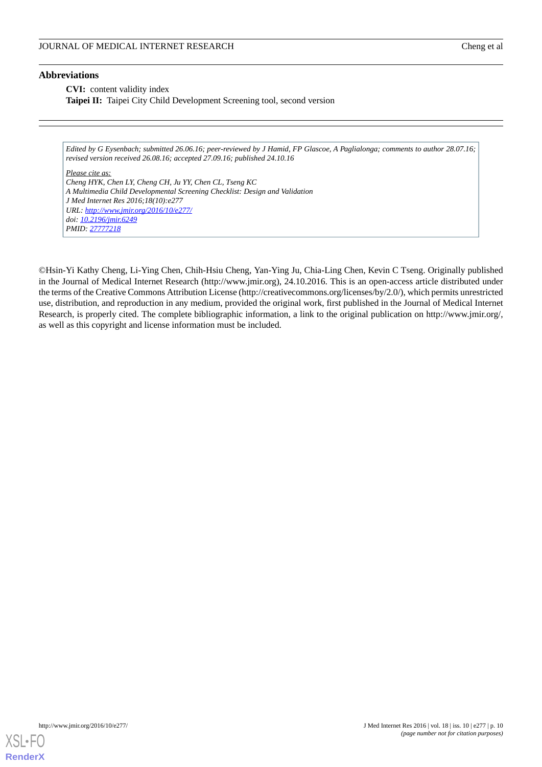## Abbreviations

**CVI:** content validity index
**Taipei II:** Taipei City Child Development Screening tool, second version

*Edited by G Eysenbach; submitted 26.06.16; peer-reviewed by J Hamid, FP Glascoe, A Paglialonga; comments to author 28.07.16; revised version received 26.08.16; accepted 27.09.16; published 24.10.16*

*Please cite as:*
*Cheng HYK, Chen LY, Cheng CH, Ju YY, Chen CL, Tseng KC*
*A Multimedia Child Developmental Screening Checklist: Design and Validation*
*J Med Internet Res 2016;18(10):e277*
*URL: http://www.jmir.org/2016/10/e277/*
*doi: 10.2196/jmir.6249*
*PMID: 27777218*

©Hsin-Yi Kathy Cheng, Li-Ying Chen, Chih-Hsiu Cheng, Yan-Ying Ju, Chia-Ling Chen, Kevin C Tseng. Originally published in the Journal of Medical Internet Research (http://www.jmir.org), 24.10.2016. This is an open-access article distributed under the terms of the Creative Commons Attribution License (http://creativecommons.org/licenses/by/2.0/), which permits unrestricted use, distribution, and reproduction in any medium, provided the original work, first published in the Journal of Medical Internet Research, is properly cited. The complete bibliographic information, a link to the original publication on http://www.jmir.org/, as well as this copyright and license information must be included.